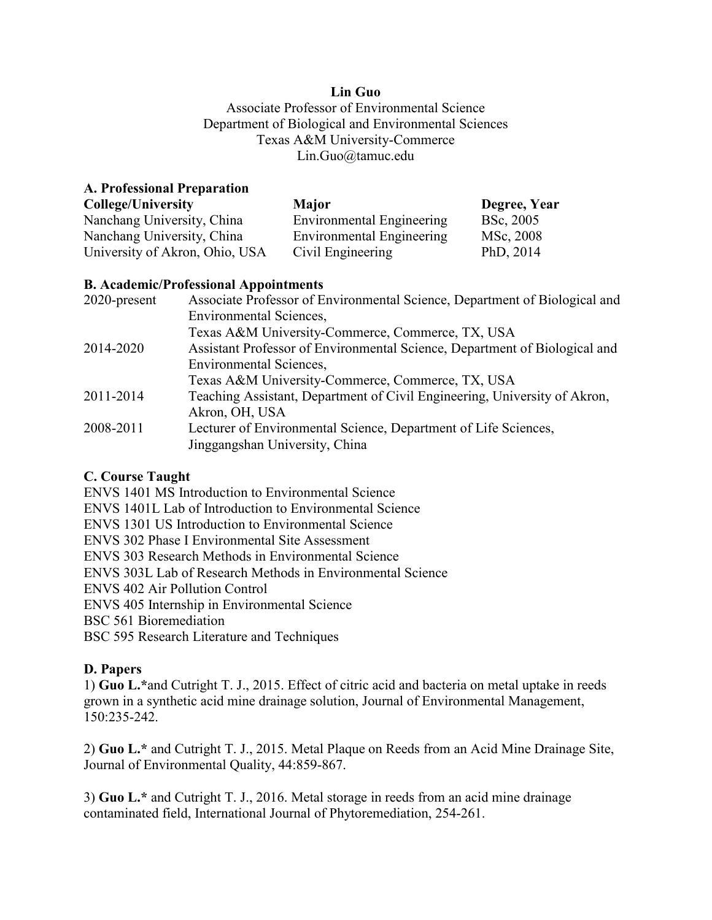**Lin Guo**

Associate Professor of Environmental Science
Department of Biological and Environmental Sciences
Texas A&M University-Commerce
Lin.Guo@tamuc.edu

## A. Professional Preparation

| College/University | Major | Degree, Year |
| --- | --- | --- |
| Nanchang University, China | Environmental Engineering | BSc, 2005 |
| Nanchang University, China | Environmental Engineering | MSc, 2008 |
| University of Akron, Ohio, USA | Civil Engineering | PhD, 2014 |

## B. Academic/Professional Appointments

| | |
| --- | --- |
| 2020-present | Associate Professor of Environmental Science, Department of Biological and Environmental Sciences, Texas A&M University-Commerce, Commerce, TX, USA |
| 2014-2020 | Assistant Professor of Environmental Science, Department of Biological and Environmental Sciences, Texas A&M University-Commerce, Commerce, TX, USA |
| 2011-2014 | Teaching Assistant, Department of Civil Engineering, University of Akron, Akron, OH, USA |
| 2008-2011 | Lecturer of Environmental Science, Department of Life Sciences, Jinggangshan University, China |

## C. Course Taught

ENVS 1401 MS Introduction to Environmental Science
ENVS 1401L Lab of Introduction to Environmental Science
ENVS 1301 US Introduction to Environmental Science
ENVS 302 Phase I Environmental Site Assessment
ENVS 303 Research Methods in Environmental Science
ENVS 303L Lab of Research Methods in Environmental Science
ENVS 402 Air Pollution Control
ENVS 405 Internship in Environmental Science
BSC 561 Bioremediation
BSC 595 Research Literature and Techniques

## D. Papers

1) **Guo L.***and Cutright T. J., 2015. Effect of citric acid and bacteria on metal uptake in reeds grown in a synthetic acid mine drainage solution, Journal of Environmental Management, 150:235-242.

2) **Guo L.*** and Cutright T. J., 2015. Metal Plaque on Reeds from an Acid Mine Drainage Site, Journal of Environmental Quality, 44:859-867.

3) **Guo L.*** and Cutright T. J., 2016. Metal storage in reeds from an acid mine drainage contaminated field, International Journal of Phytoremediation, 254-261.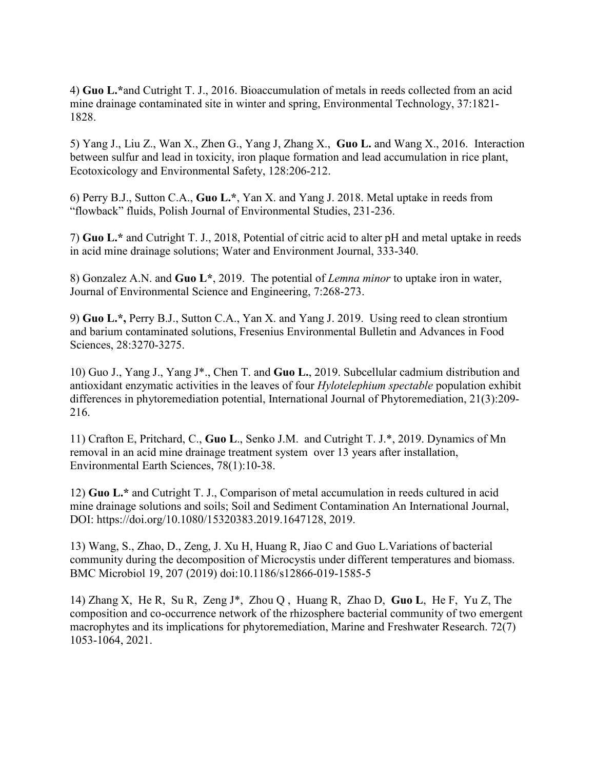4) **Guo L.***and Cutright T. J., 2016. Bioaccumulation of metals in reeds collected from an acid mine drainage contaminated site in winter and spring, Environmental Technology, 37:1821-1828.

5) Yang J., Liu Z., Wan X., Zhen G., Yang J, Zhang X., **Guo L.** and Wang X., 2016. Interaction between sulfur and lead in toxicity, iron plaque formation and lead accumulation in rice plant, Ecotoxicology and Environmental Safety, 128:206-212.

6) Perry B.J., Sutton C.A., **Guo L.***, Yan X. and Yang J. 2018. Metal uptake in reeds from "flowback" fluids, Polish Journal of Environmental Studies, 231-236.

7) **Guo L.*** and Cutright T. J., 2018, Potential of citric acid to alter pH and metal uptake in reeds in acid mine drainage solutions; Water and Environment Journal, 333-340.

8) Gonzalez A.N. and **Guo L***, 2019. The potential of *Lemna minor* to uptake iron in water, Journal of Environmental Science and Engineering, 7:268-273.

9) **Guo L.*,** Perry B.J., Sutton C.A., Yan X. and Yang J. 2019. Using reed to clean strontium and barium contaminated solutions, Fresenius Environmental Bulletin and Advances in Food Sciences, 28:3270-3275.

10) Guo J., Yang J., Yang J*., Chen T. and **Guo L.**, 2019. Subcellular cadmium distribution and antioxidant enzymatic activities in the leaves of four *Hylotelephium spectable* population exhibit differences in phytoremediation potential, International Journal of Phytoremediation, 21(3):209-216.

11) Crafton E, Pritchard, C., **Guo L**., Senko J.M. and Cutright T. J.*, 2019. Dynamics of Mn removal in an acid mine drainage treatment system over 13 years after installation, Environmental Earth Sciences, 78(1):10-38.

12) **Guo L.*** and Cutright T. J., Comparison of metal accumulation in reeds cultured in acid mine drainage solutions and soils; Soil and Sediment Contamination An International Journal, DOI: https://doi.org/10.1080/15320383.2019.1647128, 2019.

13) Wang, S., Zhao, D., Zeng, J. Xu H, Huang R, Jiao C and Guo L.Variations of bacterial community during the decomposition of Microcystis under different temperatures and biomass. BMC Microbiol 19, 207 (2019) doi:10.1186/s12866-019-1585-5

14) Zhang X, He R, Su R, Zeng J*, Zhou Q , Huang R, Zhao D, **Guo L**, He F, Yu Z, The composition and co-occurrence network of the rhizosphere bacterial community of two emergent macrophytes and its implications for phytoremediation, Marine and Freshwater Research. 72(7) 1053-1064, 2021.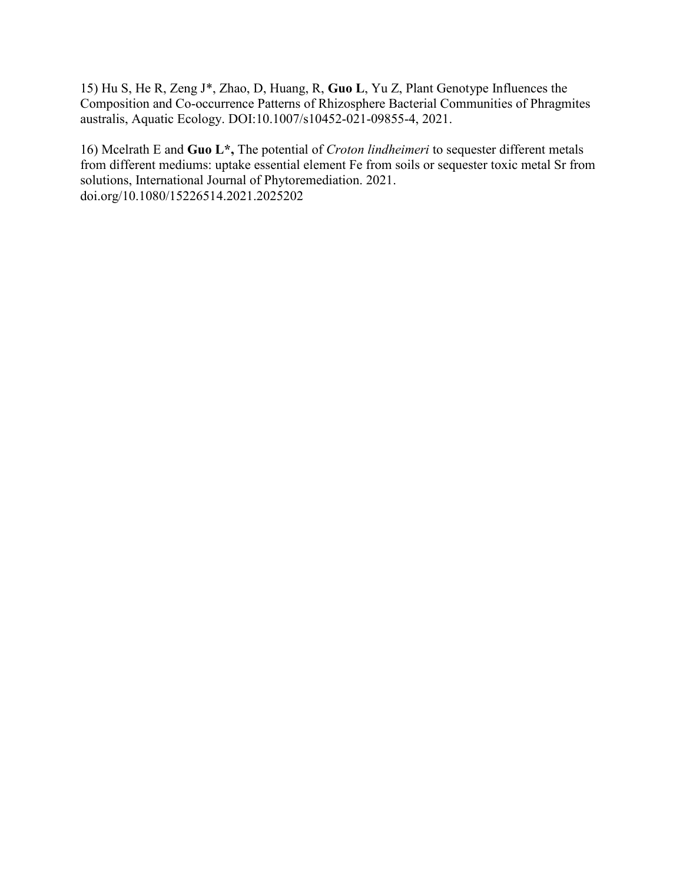15) Hu S, He R, Zeng J*, Zhao, D, Huang, R, **Guo L**, Yu Z, Plant Genotype Influences the Composition and Co-occurrence Patterns of Rhizosphere Bacterial Communities of Phragmites australis, Aquatic Ecology. DOI:10.1007/s10452-021-09855-4, 2021.

16) Mcelrath E and **Guo L*,** The potential of *Croton lindheimeri* to sequester different metals from different mediums: uptake essential element Fe from soils or sequester toxic metal Sr from solutions, International Journal of Phytoremediation. 2021. doi.org/10.1080/15226514.2021.2025202